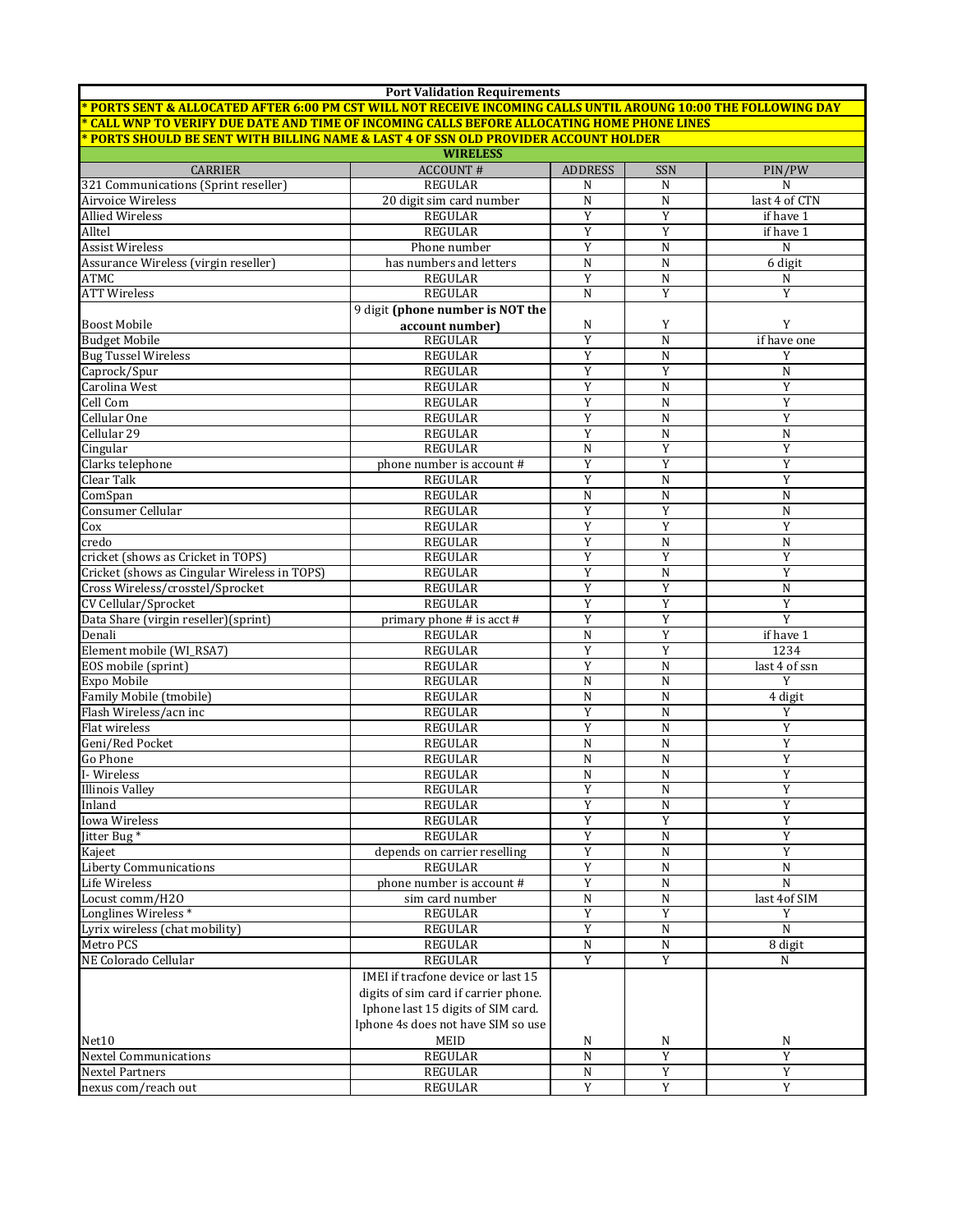**Port Validation Requirements**

**\* PORTS SENT & ALLOCATED AFTER 6:00 PM CST WILL NOT RECEIVE INCOMING CALLS UNTIL AROUNG 10:00 THE FOLLOWING DAY**

**\* CALL WNP TO VERIFY DUE DATE AND TIME OF INCOMING CALLS BEFORE ALLOCATING HOME PHONE LINES**

**\* PORTS SHOULD BE SENT WITH BILLING NAME & LAST 4 OF SSN OLD PROVIDER ACCOUNT HOLDER**

**WIRELESS**

| CARRIER | ACCOUNT # | ADDRESS | SSN | PIN/PW |
|---|---|---|---|---|
| 321 Communications (Sprint reseller) | REGULAR | N | N | N |
| Airvoice Wireless | 20 digit sim card number | N | N | last 4 of CTN |
| Allied Wireless | REGULAR | Y | Y | if have 1 |
| Alltel | REGULAR | Y | Y | if have 1 |
| Assist Wireless | Phone number | Y | N | N |
| Assurance Wireless (virgin reseller) | has numbers and letters | N | N | 6 digit |
| ATMC | REGULAR | Y | N | N |
| ATT Wireless | REGULAR | N | Y | Y |
| Boost Mobile | 9 digit **(phone number is NOT the account number)** | N | Y | Y |
| Budget Mobile | REGULAR | Y | N | if have one |
| Bug Tussel Wireless | REGULAR | Y | N | Y |
| Caprock/Spur | REGULAR | Y | Y | N |
| Carolina West | REGULAR | Y | N | Y |
| Cell Com | REGULAR | Y | N | Y |
| Cellular One | REGULAR | Y | N | Y |
| Cellular 29 | REGULAR | Y | N | N |
| Cingular | REGULAR | N | Y | Y |
| Clarks telephone | phone number is account # | Y | Y | Y |
| Clear Talk | REGULAR | Y | N | Y |
| ComSpan | REGULAR | N | N | N |
| Consumer Cellular | REGULAR | Y | Y | N |
| Cox | REGULAR | Y | Y | Y |
| credo | REGULAR | Y | N | N |
| cricket (shows as Cricket in TOPS) | REGULAR | Y | Y | Y |
| Cricket (shows as Cingular Wireless in TOPS) | REGULAR | Y | N | Y |
| Cross Wireless/crosstel/Sprocket | REGULAR | Y | Y | N |
| CV Cellular/Sprocket | REGULAR | Y | Y | Y |
| Data Share (virgin reseller)(sprint) | primary phone # is acct # | Y | Y | Y |
| Denali | REGULAR | N | Y | if have 1 |
| Element mobile (WI_RSA7) | REGULAR | Y | Y | 1234 |
| EOS mobile (sprint) | REGULAR | Y | N | last 4 of ssn |
| Expo Mobile | REGULAR | N | N | Y |
| Family Mobile (tmobile) | REGULAR | N | N | 4 digit |
| Flash Wireless/acn inc | REGULAR | Y | N | Y |
| Flat wireless | REGULAR | Y | N | Y |
| Geni/Red Pocket | REGULAR | N | N | Y |
| Go Phone | REGULAR | N | N | Y |
| I- Wireless | REGULAR | N | N | Y |
| Illinois Valley | REGULAR | Y | N | Y |
| Inland | REGULAR | Y | N | Y |
| Iowa Wireless | REGULAR | Y | Y | Y |
| Jitter Bug * | REGULAR | Y | N | Y |
| Kajeet | depends on carrier reselling | Y | N | Y |
| Liberty Communications | REGULAR | Y | N | N |
| Life Wireless | phone number is account # | Y | N | N |
| Locust comm/H2O | sim card number | N | N | last 4of SIM |
| Longlines Wireless * | REGULAR | Y | Y | Y |
| Lyrix wireless (chat mobility) | REGULAR | Y | N | N |
| Metro PCS | REGULAR | N | N | 8 digit |
| NE Colorado Cellular | REGULAR | Y | Y | N |
| Net10 | IMEI if tracfone device or last 15 digits of sim card if carrier phone. Iphone last 15 digits of SIM card. Iphone 4s does not have SIM so use MEID | N | N | N |
| Nextel Communications | REGULAR | N | Y | Y |
| Nextel Partners | REGULAR | N | Y | Y |
| nexus com/reach out | REGULAR | Y | Y | Y |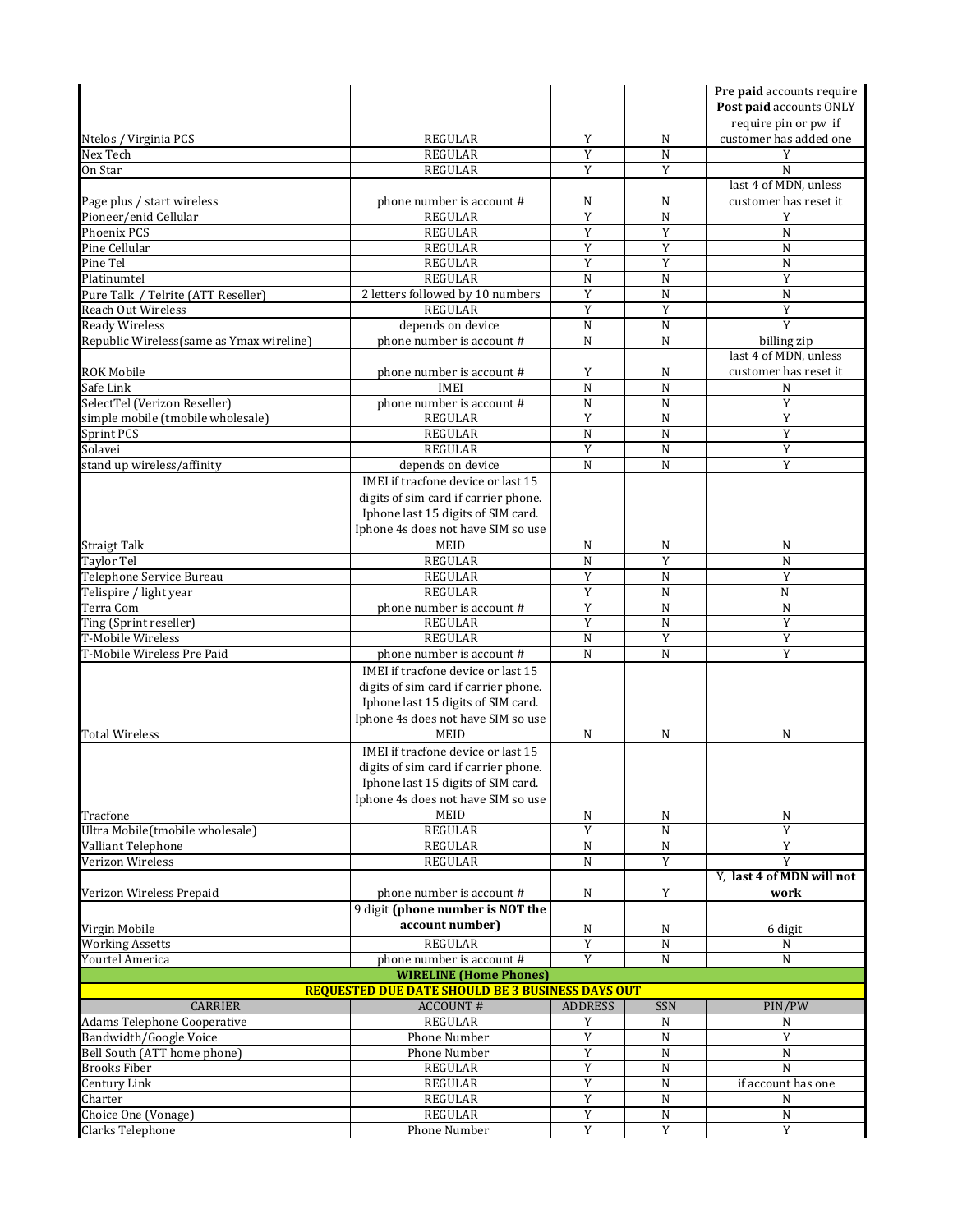| | | | | |
|---|---|---|---|---|
| Ntelos / Virginia PCS | REGULAR | Y | N | **Pre paid** accounts require **Post paid** accounts ONLY require pin or pw if customer has added one |
| Nex Tech | REGULAR | Y | N | Y |
| On Star | REGULAR | Y | Y | N |
| Page plus / start wireless | phone number is account # | N | N | last 4 of MDN, unless customer has reset it |
| Pioneer/enid Cellular | REGULAR | Y | N | Y |
| Phoenix PCS | REGULAR | Y | Y | N |
| Pine Cellular | REGULAR | Y | Y | N |
| Pine Tel | REGULAR | Y | Y | N |
| Platinumtel | REGULAR | N | N | Y |
| Pure Talk / Telrite (ATT Reseller) | 2 letters followed by 10 numbers | Y | N | N |
| Reach Out Wireless | REGULAR | Y | Y | Y |
| Ready Wireless | depends on device | N | N | Y |
| Republic Wireless(same as Ymax wireline) | phone number is account # | N | N | billing zip |
| ROK Mobile | phone number is account # | Y | N | last 4 of MDN, unless customer has reset it |
| Safe Link | IMEI | N | N | N |
| SelectTel (Verizon Reseller) | phone number is account # | N | N | Y |
| simple mobile (tmobile wholesale) | REGULAR | Y | N | Y |
| Sprint PCS | REGULAR | N | N | Y |
| Solavei | REGULAR | Y | N | Y |
| stand up wireless/affinity | depends on device | N | N | Y |
| Straigt Talk | IMEI if tracfone device or last 15 digits of sim card if carrier phone. Iphone last 15 digits of SIM card. Iphone 4s does not have SIM so use MEID | N | N | N |
| Taylor Tel | REGULAR | N | Y | N |
| Telephone Service Bureau | REGULAR | Y | N | Y |
| Telispire / light year | REGULAR | Y | N | N |
| Terra Com | phone number is account # | Y | N | N |
| Ting (Sprint reseller) | REGULAR | Y | N | Y |
| T-Mobile Wireless | REGULAR | N | Y | Y |
| T-Mobile Wireless Pre Paid | phone number is account # | N | N | Y |
| Total Wireless | IMEI if tracfone device or last 15 digits of sim card if carrier phone. Iphone last 15 digits of SIM card. Iphone 4s does not have SIM so use MEID | N | N | N |
| Tracfone | IMEI if tracfone device or last 15 digits of sim card if carrier phone. Iphone last 15 digits of SIM card. Iphone 4s does not have SIM so use MEID | N | N | N |
| Ultra Mobile(tmobile wholesale) | REGULAR | Y | N | Y |
| Valliant Telephone | REGULAR | N | N | Y |
| Verizon Wireless | REGULAR | N | Y | Y |
| Verizon Wireless Prepaid | phone number is account # | N | Y | Y, **last 4 of MDN will not work** |
| Virgin Mobile | 9 digit **(phone number is NOT the account number)** | N | N | 6 digit |
| Working Assetts | REGULAR | Y | N | N |
| Yourtel America | phone number is account # | Y | N | N |

**WIRELINE (Home Phones)**

**REQUESTED DUE DATE SHOULD BE 3 BUSINESS DAYS OUT**

| CARRIER | ACCOUNT # | ADDRESS | SSN | PIN/PW |
|---|---|---|---|---|
| Adams Telephone Cooperative | REGULAR | Y | N | N |
| Bandwidth/Google Voice | Phone Number | Y | N | Y |
| Bell South (ATT home phone) | Phone Number | Y | N | N |
| Brooks Fiber | REGULAR | Y | N | N |
| Century Link | REGULAR | Y | N | if account has one |
| Charter | REGULAR | Y | N | N |
| Choice One (Vonage) | REGULAR | Y | N | N |
| Clarks Telephone | Phone Number | Y | Y | Y |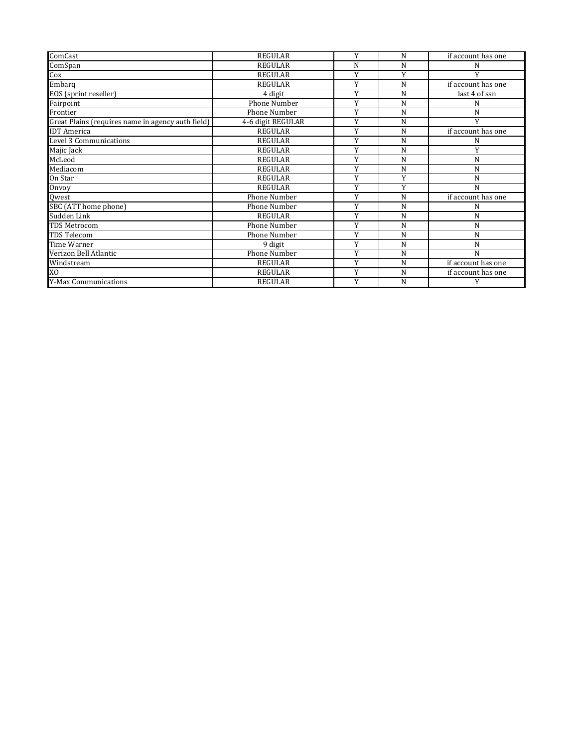| | | | | |
|---|---|---|---|---|
| ComCast | REGULAR | Y | N | if account has one |
| ComSpan | REGULAR | N | N | N |
| Cox | REGULAR | Y | Y | Y |
| Embarq | REGULAR | Y | N | if account has one |
| EOS (sprint reseller) | 4 digit | Y | N | last 4 of ssn |
| Fairpoint | Phone Number | Y | N | N |
| Frontier | Phone Number | Y | N | N |
| Great Plains (requires name in agency auth field) | 4-6 digit REGULAR | Y | N | Y |
| IDT America | REGULAR | Y | N | if account has one |
| Level 3 Communications | REGULAR | Y | N | N |
| Majic Jack | REGULAR | Y | N | Y |
| McLeod | REGULAR | Y | N | N |
| Mediacom | REGULAR | Y | N | N |
| On Star | REGULAR | Y | Y | N |
| Onvoy | REGULAR | Y | Y | N |
| Qwest | Phone Number | Y | N | if account has one |
| SBC (ATT home phone) | Phone Number | Y | N | N |
| Sudden Link | REGULAR | Y | N | N |
| TDS Metrocom | Phone Number | Y | N | N |
| TDS Telecom | Phone Number | Y | N | N |
| Time Warner | 9 digit | Y | N | N |
| Verizon Bell Atlantic | Phone Number | Y | N | N |
| Windstream | REGULAR | Y | N | if account has one |
| XO | REGULAR | Y | N | if account has one |
| Y-Max Communications | REGULAR | Y | N | Y |